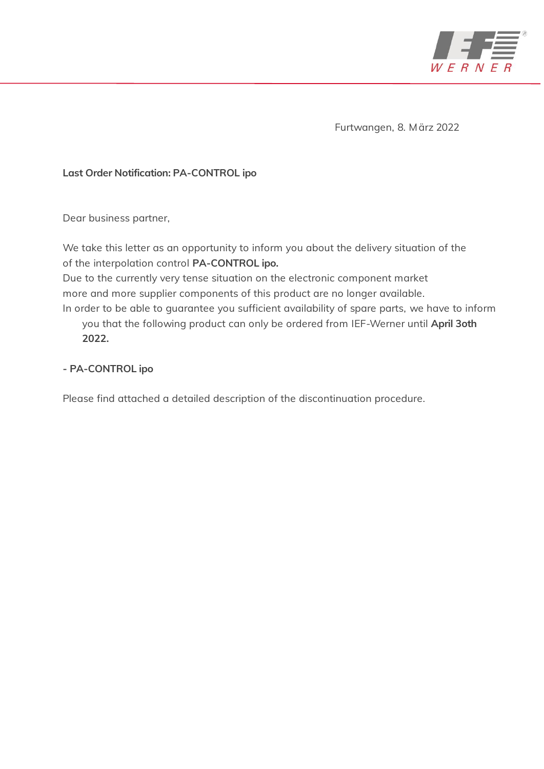Furtwangen, 8. März 2022

**Last Order Notification: PA-CONTROL ipo**

Dear business partner,

We take this letter as an opportunity to inform you about the delivery situation of the of the interpolation control **PA-CONTROL ipo.**
Due to the currently very tense situation on the electronic component market more and more supplier components of this product are no longer available.
In order to be able to guarantee you sufficient availability of spare parts, we have to inform you that the following product can only be ordered from IEF-Werner until **April 3oth 2022.**

**- PA-CONTROL ipo**

Please find attached a detailed description of the discontinuation procedure.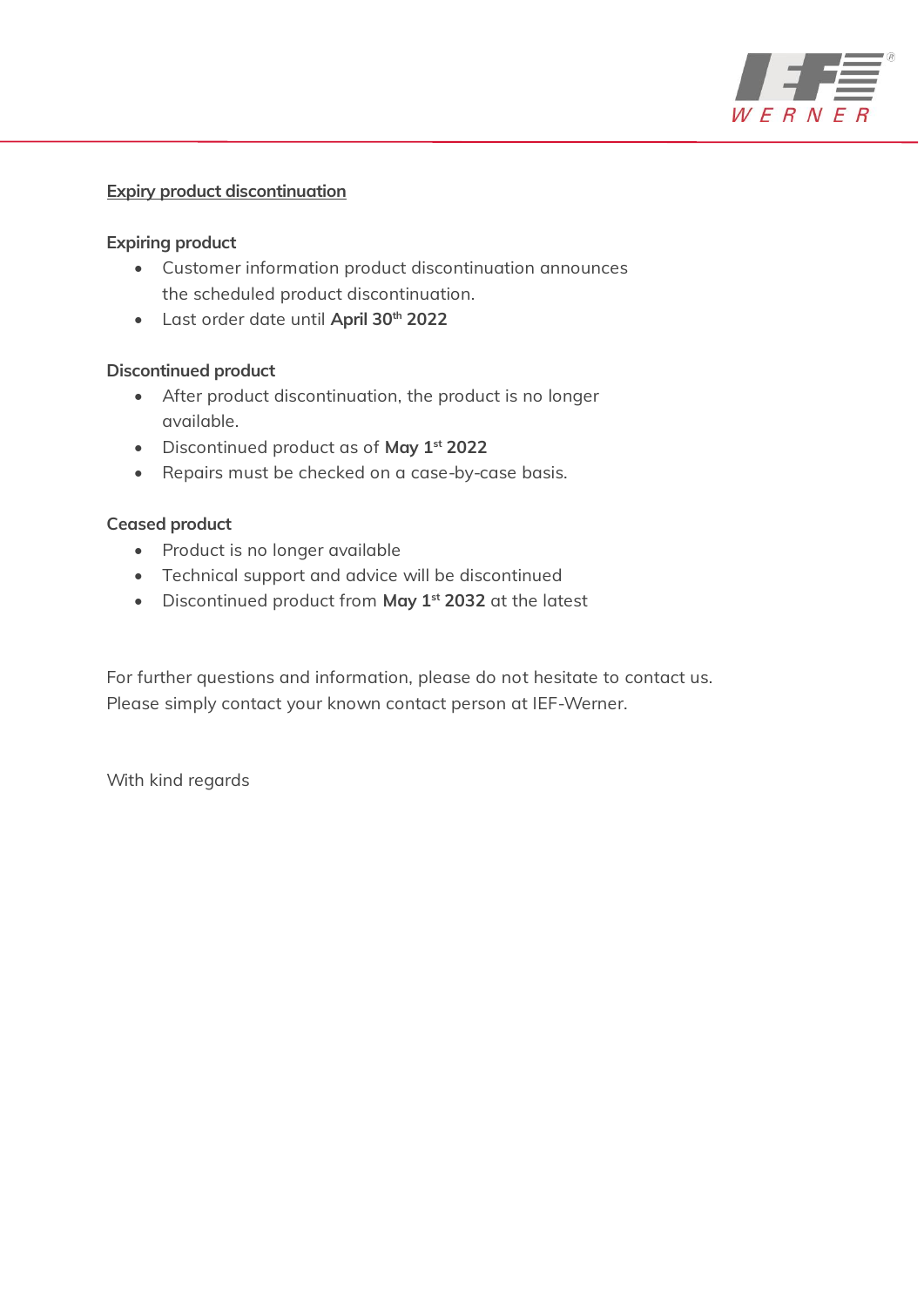<u>Expiry product discontinuation</u>

**Expiring product**

- Customer information product discontinuation announces the scheduled product discontinuation.
- Last order date until **April 30th 2022**

**Discontinued product**

- After product discontinuation, the product is no longer available.
- Discontinued product as of **May 1st 2022**
- Repairs must be checked on a case-by-case basis.

**Ceased product**

- Product is no longer available
- Technical support and advice will be discontinued
- Discontinued product from **May 1st 2032** at the latest

For further questions and information, please do not hesitate to contact us.
Please simply contact your known contact person at IEF-Werner.

With kind regards